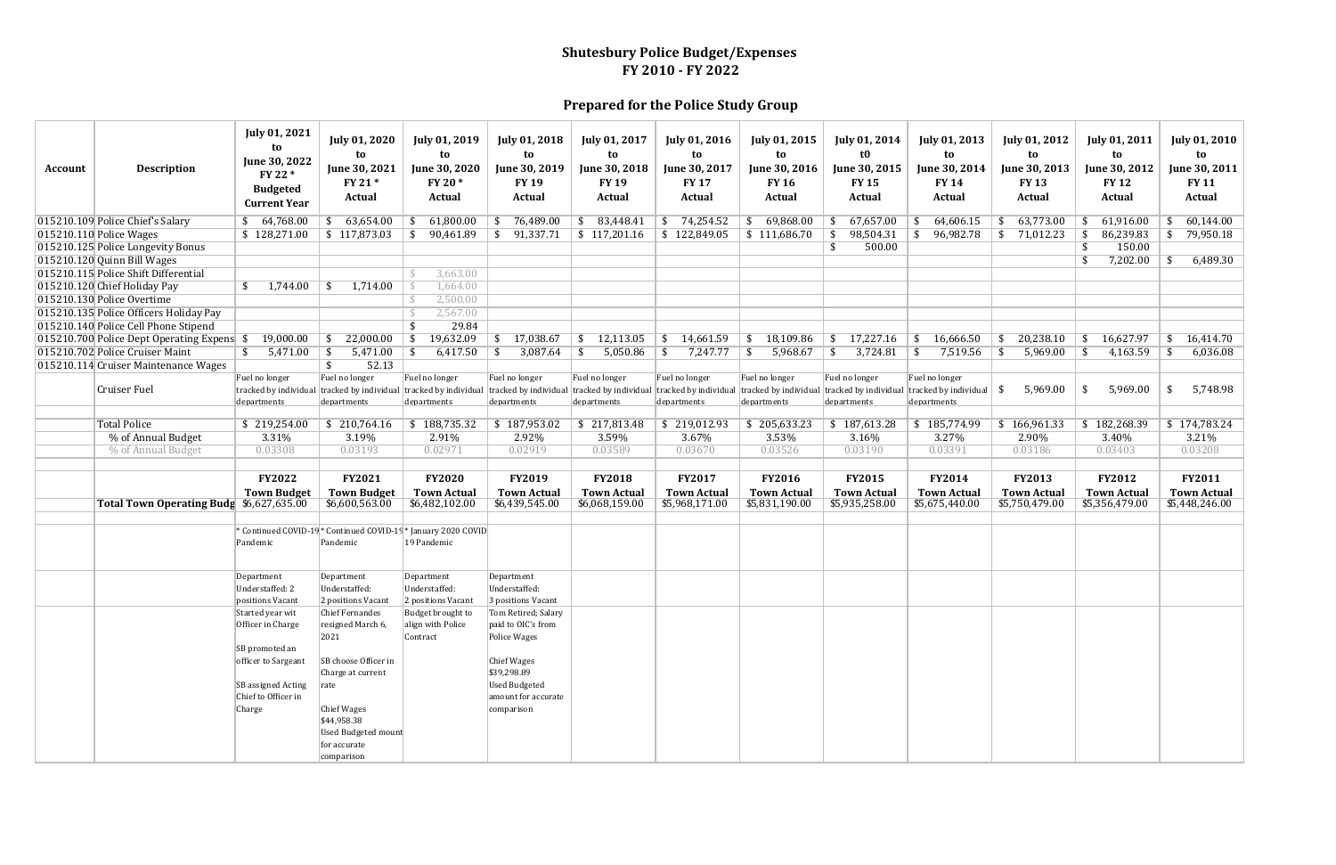# Shutesbury Police Budget/Expenses
# FY 2010 - FY 2022

## Prepared for the Police Study Group

| Account | Description | July 01, 2021 to June 30, 2022 FY 22 * Budgeted Current Year | July 01, 2020 to June 30, 2021 FY 21 * Actual | July 01, 2019 to June 30, 2020 FY 20 * Actual | July 01, 2018 to June 30, 2019 FY 19 Actual | July 01, 2017 to June 30, 2018 FY 19 Actual | July 01, 2016 to June 30, 2017 FY 17 Actual | July 01, 2015 to June 30, 2016 FY 16 Actual | July 01, 2014 t0 June 30, 2015 FY 15 Actual | July 01, 2013 to June 30, 2014 FY 14 Actual | July 01, 2012 to June 30, 2013 FY 13 Actual | July 01, 2011 to June 30, 2012 FY 12 Actual | July 01, 2010 to June 30, 2011 FY 11 Actual |
|---|---|---|---|---|---|---|---|---|---|---|---|---|---|
| 015210.109 | Police Chief's Salary | $ 64,768.00 | $ 63,654.00 | $ 61,800.00 | $ 76,489.00 | $ 83,448.41 | $ 74,254.52 | $ 69,868.00 | $ 67,657.00 | $ 64,606.15 | $ 63,773.00 | $ 61,916.00 | $ 60,144.00 |
| 015210.110 | Police Wages | $ 128,271.00 | $ 117,873.03 | $ 90,461.89 | $ 91,337.71 | $ 117,201.16 | $ 122,849.05 | $ 111,686.70 | $ 98,504.31 | $ 96,982.78 | $ 71,012.23 | $ 86,239.83 | $ 79,950.18 |
| 015210.125 | Police Longevity Bonus | | | | | | | | $ 500.00 | | | $ 150.00 | |
| 015210.120 | Quinn Bill Wages | | | | | | | | | | | $ 7,202.00 | $ 6,489.30 |
| 015210.115 | Police Shift Differential | | | $ 3,663.00 | | | | | | | | | |
| 015210.120 | Chief Holiday Pay | $ 1,744.00 | $ 1,714.00 | $ 1,664.00 | | | | | | | | | |
| 015210.130 | Police Overtime | | | $ 2,500.00 | | | | | | | | | |
| 015210.135 | Police Officers Holiday Pay | | | $ 2,567.00 | | | | | | | | | |
| 015210.140 | Police Cell Phone Stipend | | | $ 29.84 | | | | | | | | | |
| 015210.700 | Police Dept Operating Expens | $ 19,000.00 | $ 22,000.00 | $ 19,632.09 | $ 17,038.67 | $ 12,113.05 | $ 14,661.59 | $ 18,109.86 | $ 17,227.16 | $ 16,666.50 | $ 20,238.10 | $ 16,627.97 | $ 16,414.70 |
| 015210.702 | Police Cruiser Maint | $ 5,471.00 | $ 5,471.00 | $ 6,417.50 | $ 3,087.64 | $ 5,050.86 | $ 7,247.77 | $ 5,968.67 | $ 3,724.81 | $ 7,519.56 | $ 5,969.00 | $ 4,163.59 | $ 6,036.08 |
| 015210.114 | Cruiser Maintenance Wages | | $ 52.13 | | | | | | | | | | |
| | Cruiser Fuel | Fuel no longer tracked by individual departments | Fuel no longer tracked by individual departments | Fuel no longer tracked by individual departments | Fuel no longer tracked by individual departments | Fuel no longer tracked by individual departments | Fuel no longer tracked by individual departments | Fuel no longer tracked by individual departments | Fuel no longer tracked by individual departments | Fuel no longer tracked by individual departments | $ 5,969.00 | $ 5,969.00 | $ 5,748.98 |
| | | | | | | | | | | | | | |
| | Total Police | $ 219,254.00 | $ 210,764.16 | $ 188,735.32 | $ 187,953.02 | $ 217,813.48 | $ 219,012.93 | $ 205,633.23 | $ 187,613.28 | $ 185,774.99 | $ 166,961.33 | $ 182,268.39 | $ 174,783.24 |
| | % of Annual Budget | 3.31% | 3.19% | 2.91% | 2.92% | 3.59% | 3.67% | 3.53% | 3.16% | 3.27% | 2.90% | 3.40% | 3.21% |
| | % of Annual Budget | 0.03308 | 0.03193 | 0.02971 | 0.02919 | 0.03589 | 0.03670 | 0.03526 | 0.03190 | 0.03391 | 0.03186 | 0.03403 | 0.03208 |
| | | | | | | | | | | | | | |
| | | FY2022 Town Budget | FY2021 Town Budget | FY2020 Town Actual | FY2019 Town Actual | FY2018 Town Actual | FY2017 Town Actual | FY2016 Town Actual | FY2015 Town Actual | FY2014 Town Actual | FY2013 Town Actual | FY2012 Town Actual | FY2011 Town Actual |
| | **Total Town Operating Budg** | $6,627,635.00 | $6,600,563.00 | $6,482,102.00 | $6,439,545.00 | $6,068,159.00 | $5,968,171.00 | $5,831,190.00 | $5,935,258.00 | $5,675,440.00 | $5,750,479.00 | $5,356,479.00 | $5,448,246.00 |
| | | | | | | | | | | | | | |
| | | * Continued COVID-19 Pandemic | * Continued COVID-19 Pandemic | * January 2020 COVID 19 Pandemic | | | | | | | | | |
| | | Department Understaffed: 2 positions Vacant | Department Understaffed: 2 positions Vacant | Department Understaffed: 2 positions Vacant | Department Understaffed: 3 positions Vacant | | | | | | | | |
| | | Started year wit Officer in Charge<br><br>SB promoted an officer to Sargeant<br><br>SB assigned Acting Chief to Officer in Charge | Chief Fernandes resigned March 6, 2021<br><br>SB choose Officer in Charge at current rate<br><br>Chief Wages $44,958.38 Used Budgeted mount for accurate comparison | Budget brought to align with Police Contract | Tom Retired; Salary paid to OIC's from Police Wages<br><br>Chief Wages $39,298.89 Used Budgeted amount for accurate comparison | | | | | | | | |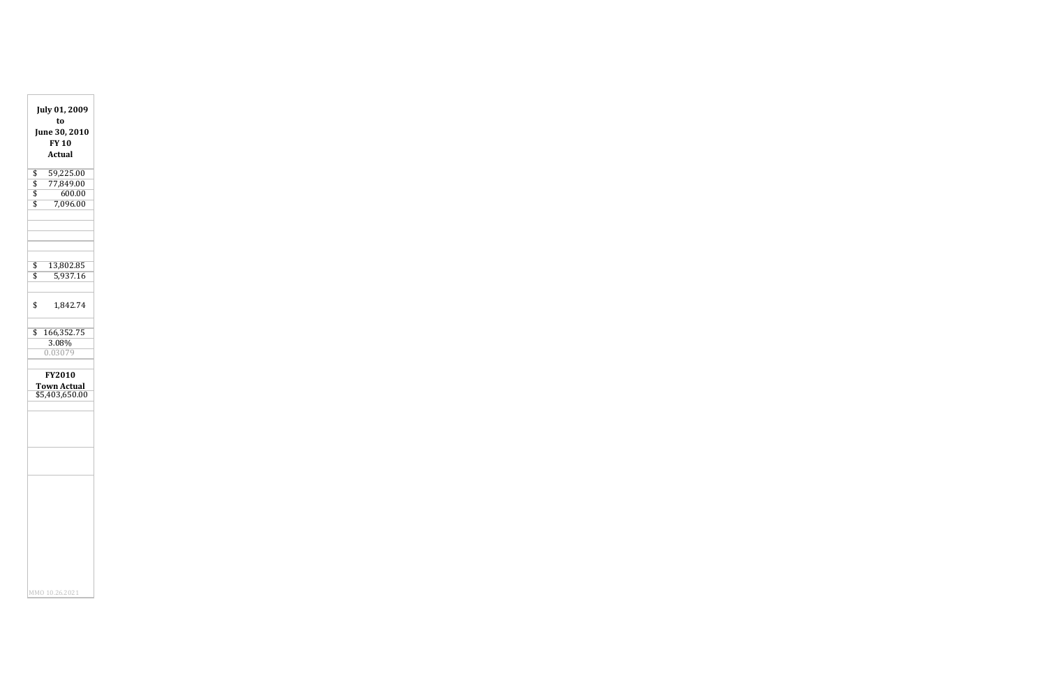| July 01, 2009 to June 30, 2010 FY 10 Actual |
|---|
| $ 59,225.00 |
| $ 77,849.00 |
| $ 600.00 |
| $ 7,096.00 |
| |
| |
| |
| |
| |
| $ 13,802.85 |
| $ 5,937.16 |
| |
| $ 1,842.74 |
| |
| $ 166,352.75 |
| 3.08% |
| 0.03079 |
| |
| **FY2010 Town Actual** |
| $5,403,650.00 |
| |
| |
| |
| |
| MMO 10.26.2021 |